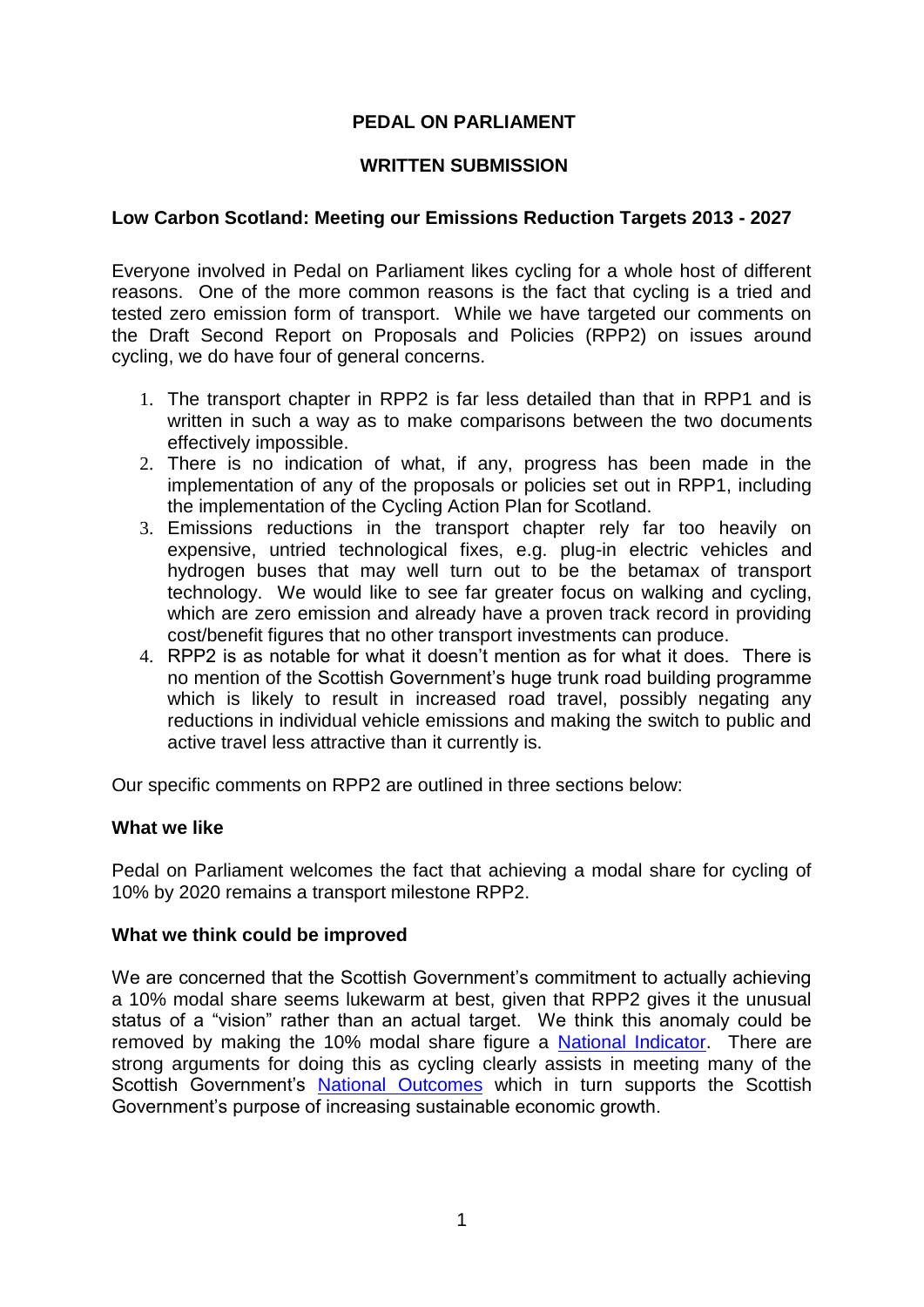**PEDAL ON PARLIAMENT**

**WRITTEN SUBMISSION**

**Low Carbon Scotland: Meeting our Emissions Reduction Targets 2013 - 2027**

Everyone involved in Pedal on Parliament likes cycling for a whole host of different reasons. One of the more common reasons is the fact that cycling is a tried and tested zero emission form of transport. While we have targeted our comments on the Draft Second Report on Proposals and Policies (RPP2) on issues around cycling, we do have four of general concerns.

1. The transport chapter in RPP2 is far less detailed than that in RPP1 and is written in such a way as to make comparisons between the two documents effectively impossible.
2. There is no indication of what, if any, progress has been made in the implementation of any of the proposals or policies set out in RPP1, including the implementation of the Cycling Action Plan for Scotland.
3. Emissions reductions in the transport chapter rely far too heavily on expensive, untried technological fixes, e.g. plug-in electric vehicles and hydrogen buses that may well turn out to be the betamax of transport technology. We would like to see far greater focus on walking and cycling, which are zero emission and already have a proven track record in providing cost/benefit figures that no other transport investments can produce.
4. RPP2 is as notable for what it doesn't mention as for what it does. There is no mention of the Scottish Government's huge trunk road building programme which is likely to result in increased road travel, possibly negating any reductions in individual vehicle emissions and making the switch to public and active travel less attractive than it currently is.

Our specific comments on RPP2 are outlined in three sections below:

**What we like**

Pedal on Parliament welcomes the fact that achieving a modal share for cycling of 10% by 2020 remains a transport milestone RPP2.

**What we think could be improved**

We are concerned that the Scottish Government's commitment to actually achieving a 10% modal share seems lukewarm at best, given that RPP2 gives it the unusual status of a "vision" rather than an actual target. We think this anomaly could be removed by making the 10% modal share figure a National Indicator. There are strong arguments for doing this as cycling clearly assists in meeting many of the Scottish Government's National Outcomes which in turn supports the Scottish Government's purpose of increasing sustainable economic growth.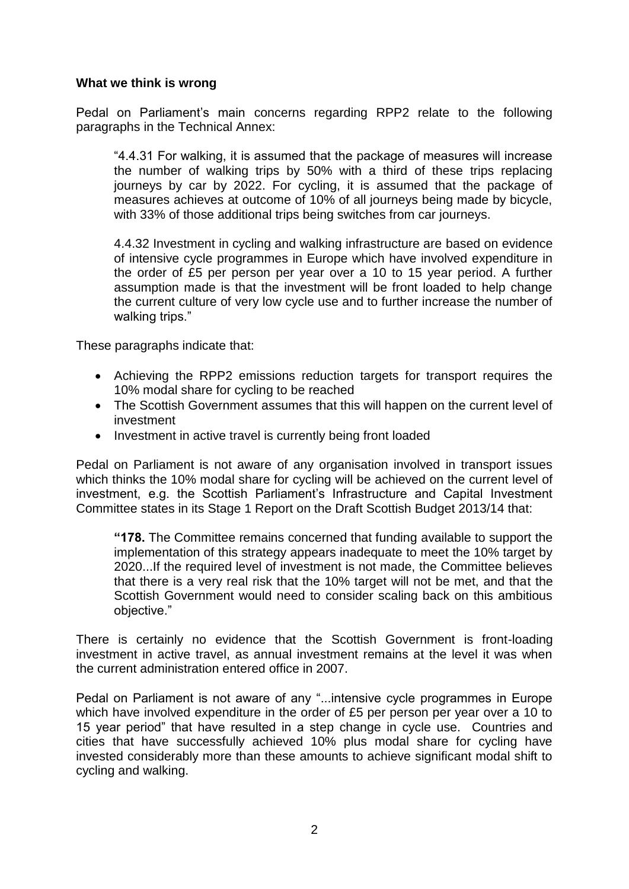**What we think is wrong**

Pedal on Parliament's main concerns regarding RPP2 relate to the following paragraphs in the Technical Annex:

> "4.4.31 For walking, it is assumed that the package of measures will increase the number of walking trips by 50% with a third of these trips replacing journeys by car by 2022. For cycling, it is assumed that the package of measures achieves at outcome of 10% of all journeys being made by bicycle, with 33% of those additional trips being switches from car journeys.
>
> 4.4.32 Investment in cycling and walking infrastructure are based on evidence of intensive cycle programmes in Europe which have involved expenditure in the order of £5 per person per year over a 10 to 15 year period. A further assumption made is that the investment will be front loaded to help change the current culture of very low cycle use and to further increase the number of walking trips."

These paragraphs indicate that:

- Achieving the RPP2 emissions reduction targets for transport requires the 10% modal share for cycling to be reached
- The Scottish Government assumes that this will happen on the current level of investment
- Investment in active travel is currently being front loaded

Pedal on Parliament is not aware of any organisation involved in transport issues which thinks the 10% modal share for cycling will be achieved on the current level of investment, e.g. the Scottish Parliament's Infrastructure and Capital Investment Committee states in its Stage 1 Report on the Draft Scottish Budget 2013/14 that:

> **"178.** The Committee remains concerned that funding available to support the implementation of this strategy appears inadequate to meet the 10% target by 2020...If the required level of investment is not made, the Committee believes that there is a very real risk that the 10% target will not be met, and that the Scottish Government would need to consider scaling back on this ambitious objective."

There is certainly no evidence that the Scottish Government is front-loading investment in active travel, as annual investment remains at the level it was when the current administration entered office in 2007.

Pedal on Parliament is not aware of any "...intensive cycle programmes in Europe which have involved expenditure in the order of £5 per person per year over a 10 to 15 year period" that have resulted in a step change in cycle use. Countries and cities that have successfully achieved 10% plus modal share for cycling have invested considerably more than these amounts to achieve significant modal shift to cycling and walking.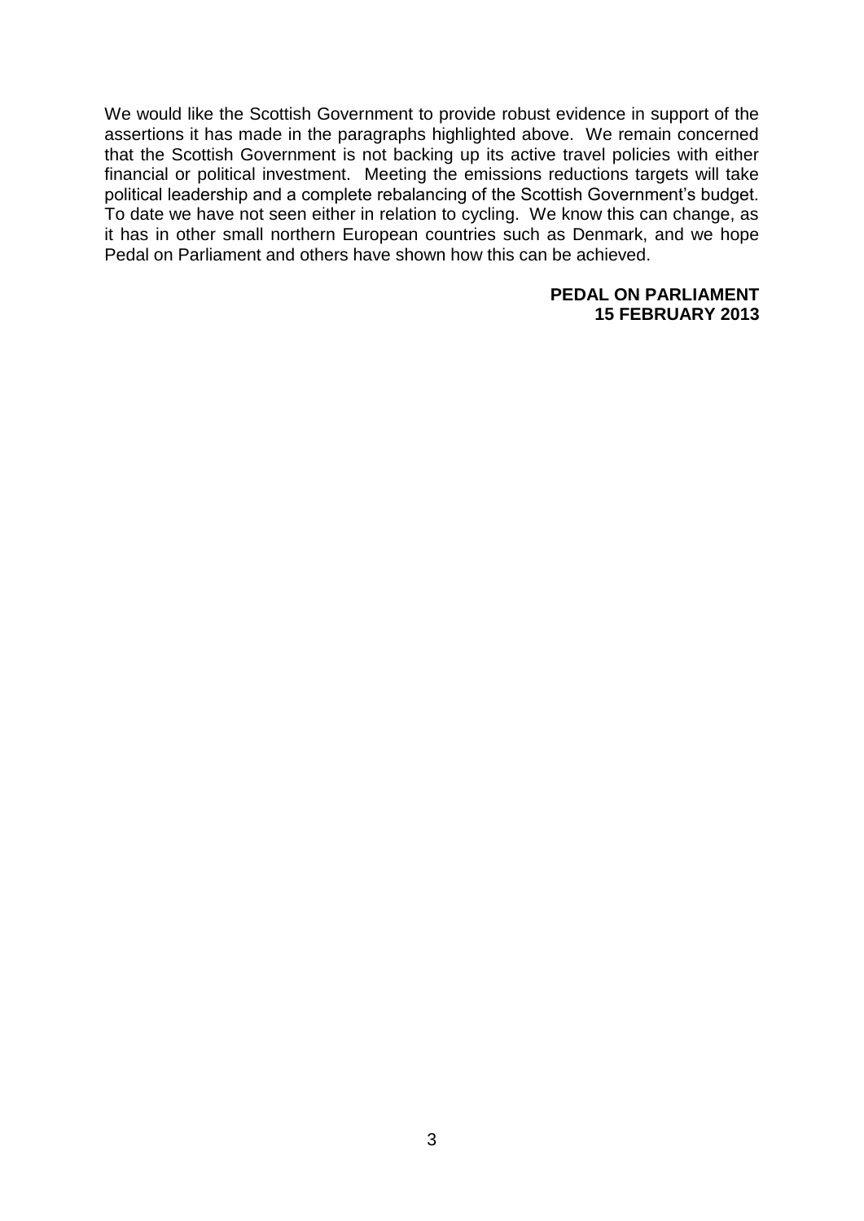We would like the Scottish Government to provide robust evidence in support of the assertions it has made in the paragraphs highlighted above. We remain concerned that the Scottish Government is not backing up its active travel policies with either financial or political investment. Meeting the emissions reductions targets will take political leadership and a complete rebalancing of the Scottish Government's budget. To date we have not seen either in relation to cycling. We know this can change, as it has in other small northern European countries such as Denmark, and we hope Pedal on Parliament and others have shown how this can be achieved.

**PEDAL ON PARLIAMENT**
**15 FEBRUARY 2013**